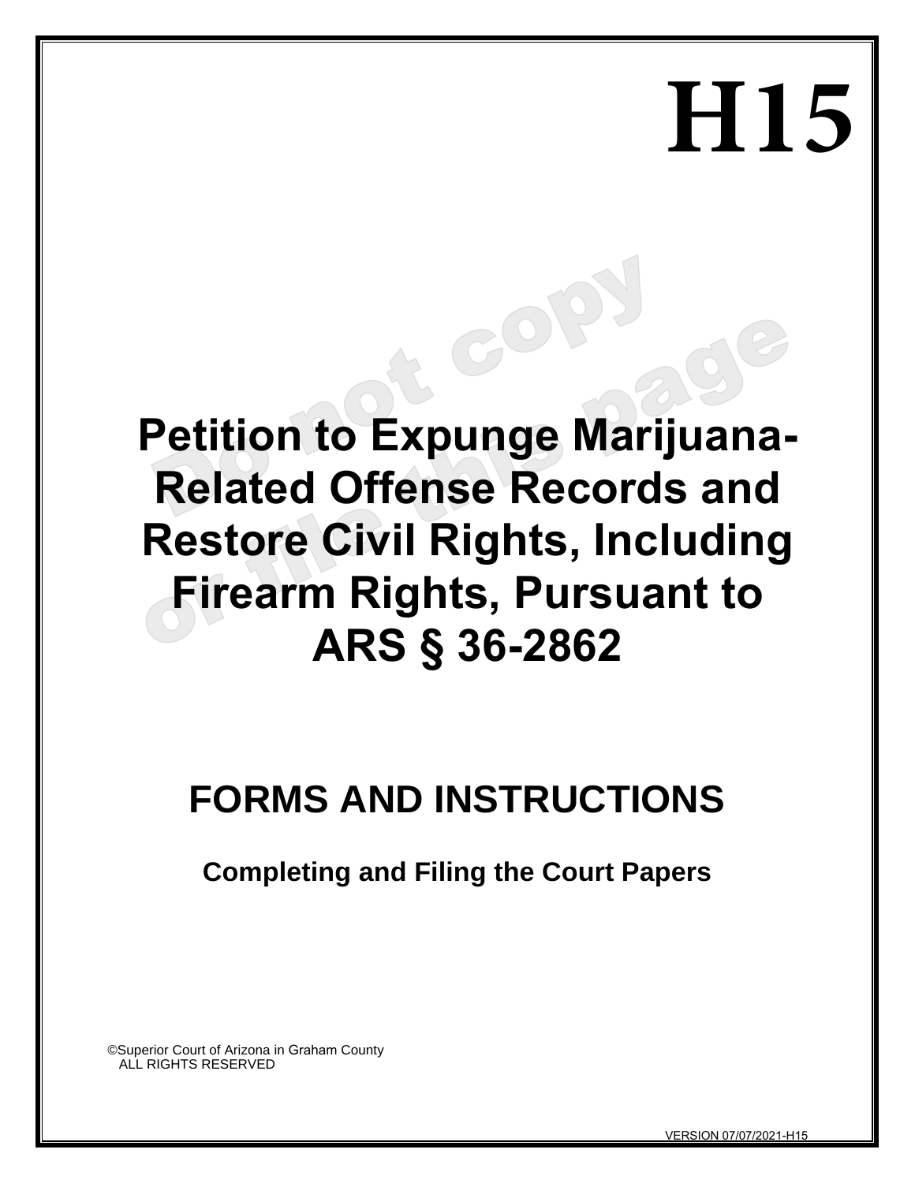# H15

# Petition to Expunge Marijuana-Related Offense Records and Restore Civil Rights, Including Firearm Rights, Pursuant to ARS § 36-2862

## FORMS AND INSTRUCTIONS

**Completing and Filing the Court Papers**

©Superior Court of Arizona in Graham County
ALL RIGHTS RESERVED

VERSION 07/07/2021-H15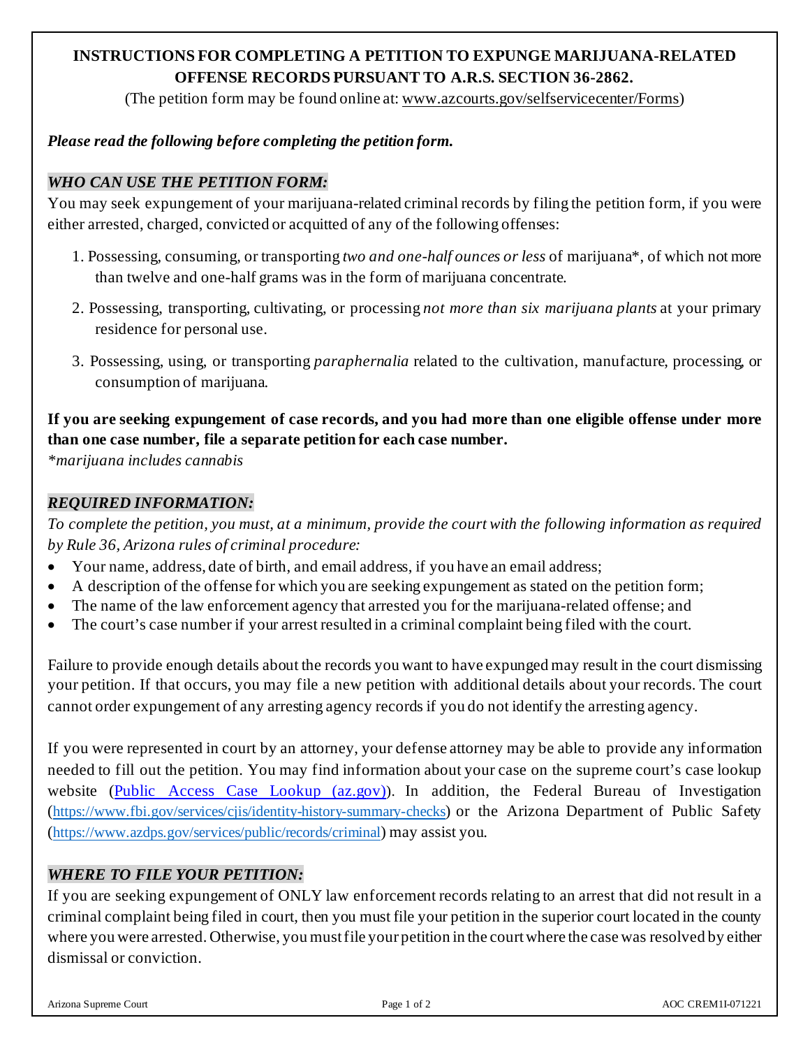# INSTRUCTIONS FOR COMPLETING A PETITION TO EXPUNGE MARIJUANA-RELATED OFFENSE RECORDS PURSUANT TO A.R.S. SECTION 36-2862.

(The petition form may be found online at: www.azcourts.gov/selfservicecenter/Forms)

***Please read the following before completing the petition form.***

### *WHO CAN USE THE PETITION FORM:*

You may seek expungement of your marijuana-related criminal records by filing the petition form, if you were either arrested, charged, convicted or acquitted of any of the following offenses:

1. Possessing, consuming, or transporting *two and one-half ounces or less* of marijuana*, of which not more than twelve and one-half grams was in the form of marijuana concentrate.
2. Possessing, transporting, cultivating, or processing *not more than six marijuana plants* at your primary residence for personal use.
3. Possessing, using, or transporting *paraphernalia* related to the cultivation, manufacture, processing, or consumption of marijuana.

**If you are seeking expungement of case records, and you had more than one eligible offense under more than one case number, file a separate petition for each case number.**

**marijuana includes cannabis*

### *REQUIRED INFORMATION:*

*To complete the petition, you must, at a minimum, provide the court with the following information as required by Rule 36, Arizona rules of criminal procedure:*

- Your name, address, date of birth, and email address, if you have an email address;
- A description of the offense for which you are seeking expungement as stated on the petition form;
- The name of the law enforcement agency that arrested you for the marijuana-related offense; and
- The court's case number if your arrest resulted in a criminal complaint being filed with the court.

Failure to provide enough details about the records you want to have expunged may result in the court dismissing your petition. If that occurs, you may file a new petition with additional details about your records. The court cannot order expungement of any arresting agency records if you do not identify the arresting agency.

If you were represented in court by an attorney, your defense attorney may be able to provide any information needed to fill out the petition. You may find information about your case on the supreme court's case lookup website (Public Access Case Lookup (az.gov)). In addition, the Federal Bureau of Investigation (https://www.fbi.gov/services/cjis/identity-history-summary-checks) or the Arizona Department of Public Safety (https://www.azdps.gov/services/public/records/criminal) may assist you.

### *WHERE TO FILE YOUR PETITION:*

If you are seeking expungement of ONLY law enforcement records relating to an arrest that did not result in a criminal complaint being filed in court, then you must file your petition in the superior court located in the county where you were arrested. Otherwise, you must file your petition in the court where the case was resolved by either dismissal or conviction.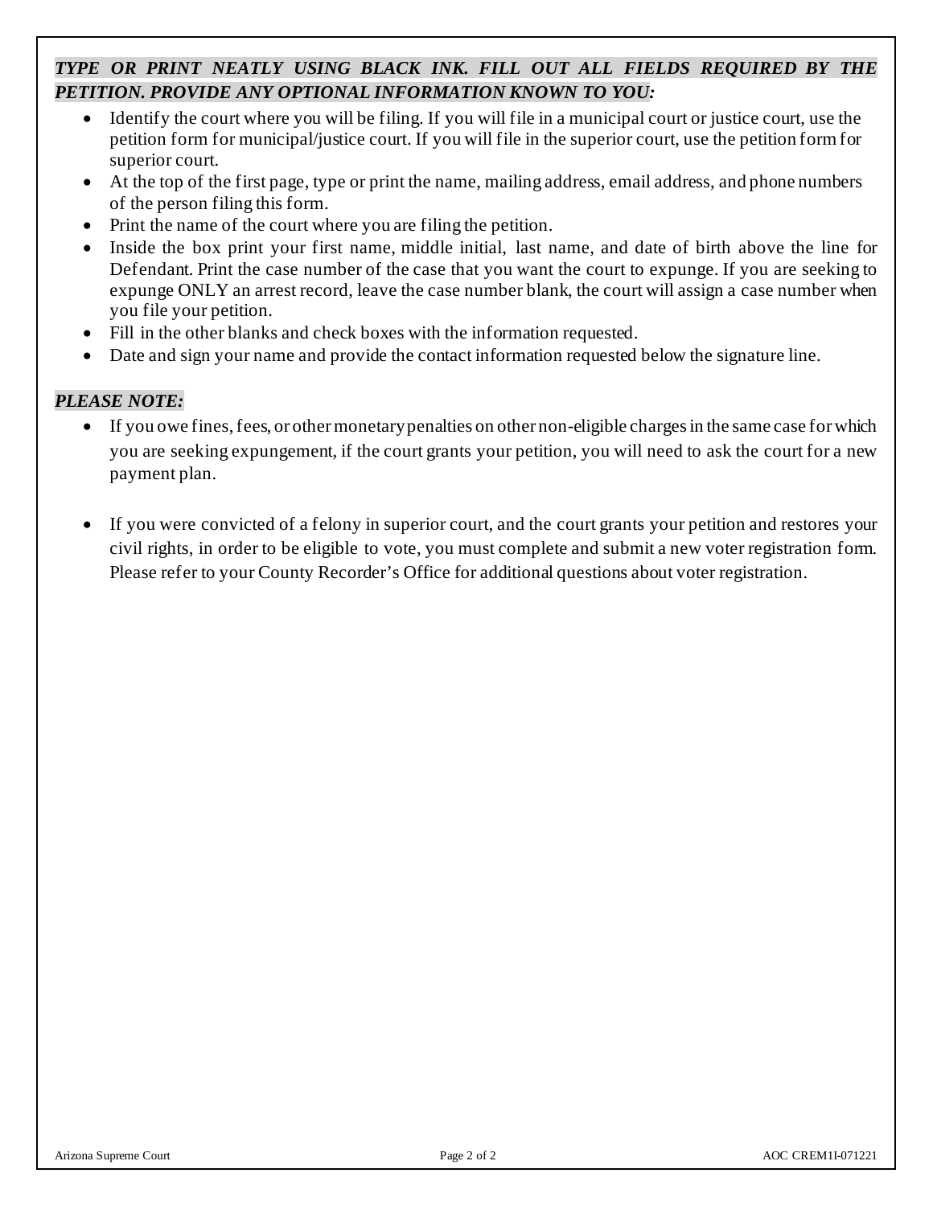***TYPE OR PRINT NEATLY USING BLACK INK. FILL OUT ALL FIELDS REQUIRED BY THE PETITION. PROVIDE ANY OPTIONAL INFORMATION KNOWN TO YOU:***

- Identify the court where you will be filing. If you will file in a municipal court or justice court, use the petition form for municipal/justice court. If you will file in the superior court, use the petition form for superior court.
- At the top of the first page, type or print the name, mailing address, email address, and phone numbers of the person filing this form.
- Print the name of the court where you are filing the petition.
- Inside the box print your first name, middle initial, last name, and date of birth above the line for Defendant. Print the case number of the case that you want the court to expunge. If you are seeking to expunge ONLY an arrest record, leave the case number blank, the court will assign a case number when you file your petition.
- Fill in the other blanks and check boxes with the information requested.
- Date and sign your name and provide the contact information requested below the signature line.

***PLEASE NOTE:***

- If you owe fines, fees, or other monetary penalties on other non-eligible charges in the same case for which you are seeking expungement, if the court grants your petition, you will need to ask the court for a new payment plan.

- If you were convicted of a felony in superior court, and the court grants your petition and restores your civil rights, in order to be eligible to vote, you must complete and submit a new voter registration form. Please refer to your County Recorder's Office for additional questions about voter registration.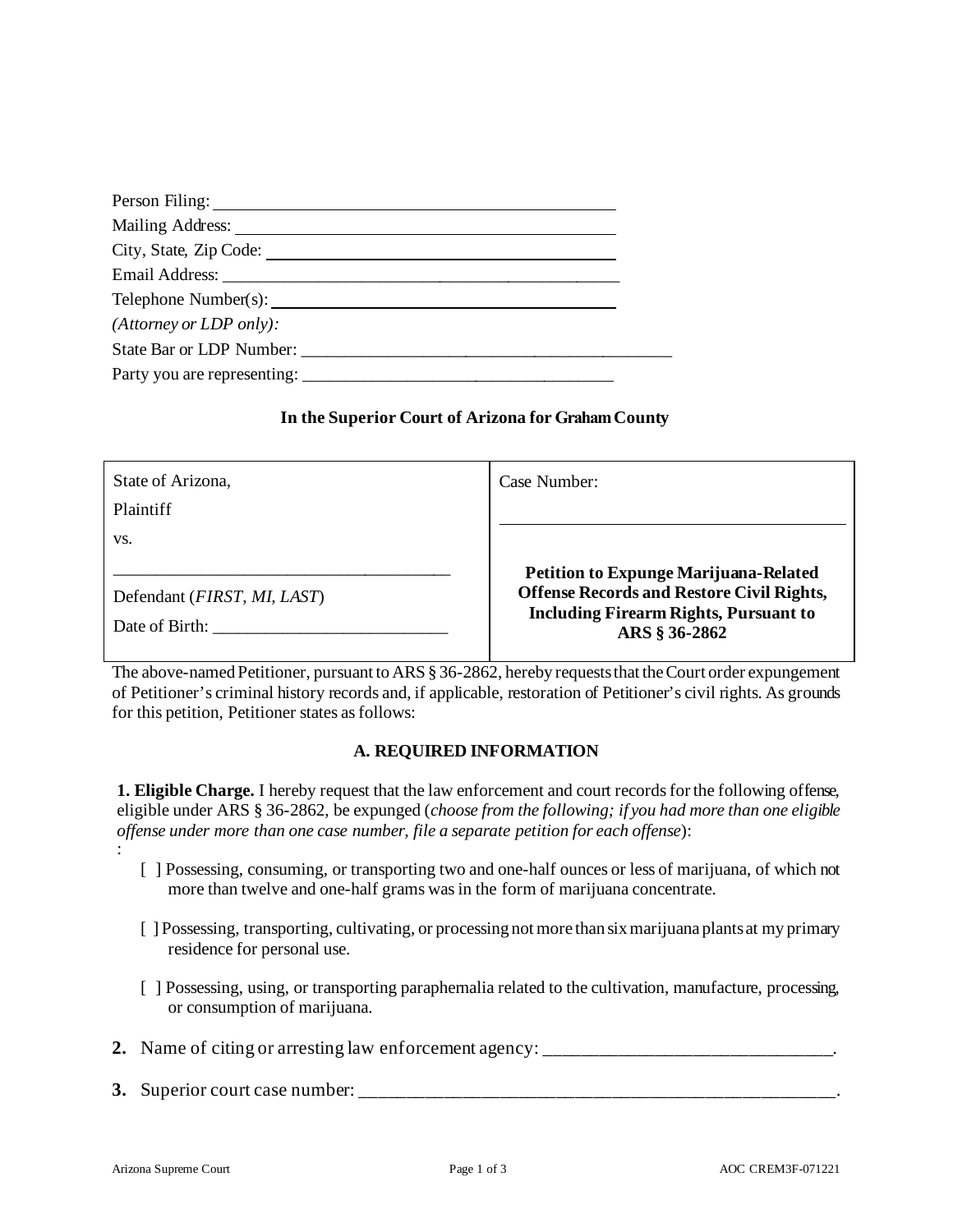Person Filing: ______________________________________________

Mailing Address: ______________________________________________

City, State, Zip Code: ______________________________________________

Email Address: ______________________________________________

Telephone Number(s): ______________________________________________

*(Attorney or LDP only):*

State Bar or LDP Number: ______________________________________________

Party you are representing: ______________________________________________

**In the Superior Court of Arizona for Graham County**

| State of Arizona,<br>Plaintiff<br>vs.<br><br>______________________________________<br>Defendant (*FIRST, MI, LAST*)<br>Date of Birth: ___________________________ | Case Number:<br>______________________________________<br><br>**Petition to Expunge Marijuana-Related Offense Records and Restore Civil Rights, Including Firearm Rights, Pursuant to ARS § 36-2862** |
|---|---|

The above-named Petitioner, pursuant to ARS § 36-2862, hereby requests that the Court order expungement of Petitioner's criminal history records and, if applicable, restoration of Petitioner's civil rights. As grounds for this petition, Petitioner states as follows:

**A. REQUIRED INFORMATION**

**1. Eligible Charge.** I hereby request that the law enforcement and court records for the following offense, eligible under ARS § 36-2862, be expunged (*choose from the following; if you had more than one eligible offense under more than one case number, file a separate petition for each offense*):
:

- [ ] Possessing, consuming, or transporting two and one-half ounces or less of marijuana, of which not more than twelve and one-half grams was in the form of marijuana concentrate.
- [ ] Possessing, transporting, cultivating, or processing not more than six marijuana plants at my primary residence for personal use.
- [ ] Possessing, using, or transporting paraphernalia related to the cultivation, manufacture, processing, or consumption of marijuana.

**2.** Name of citing or arresting law enforcement agency: ______________________________.

**3.** Superior court case number: ______________________________________________________.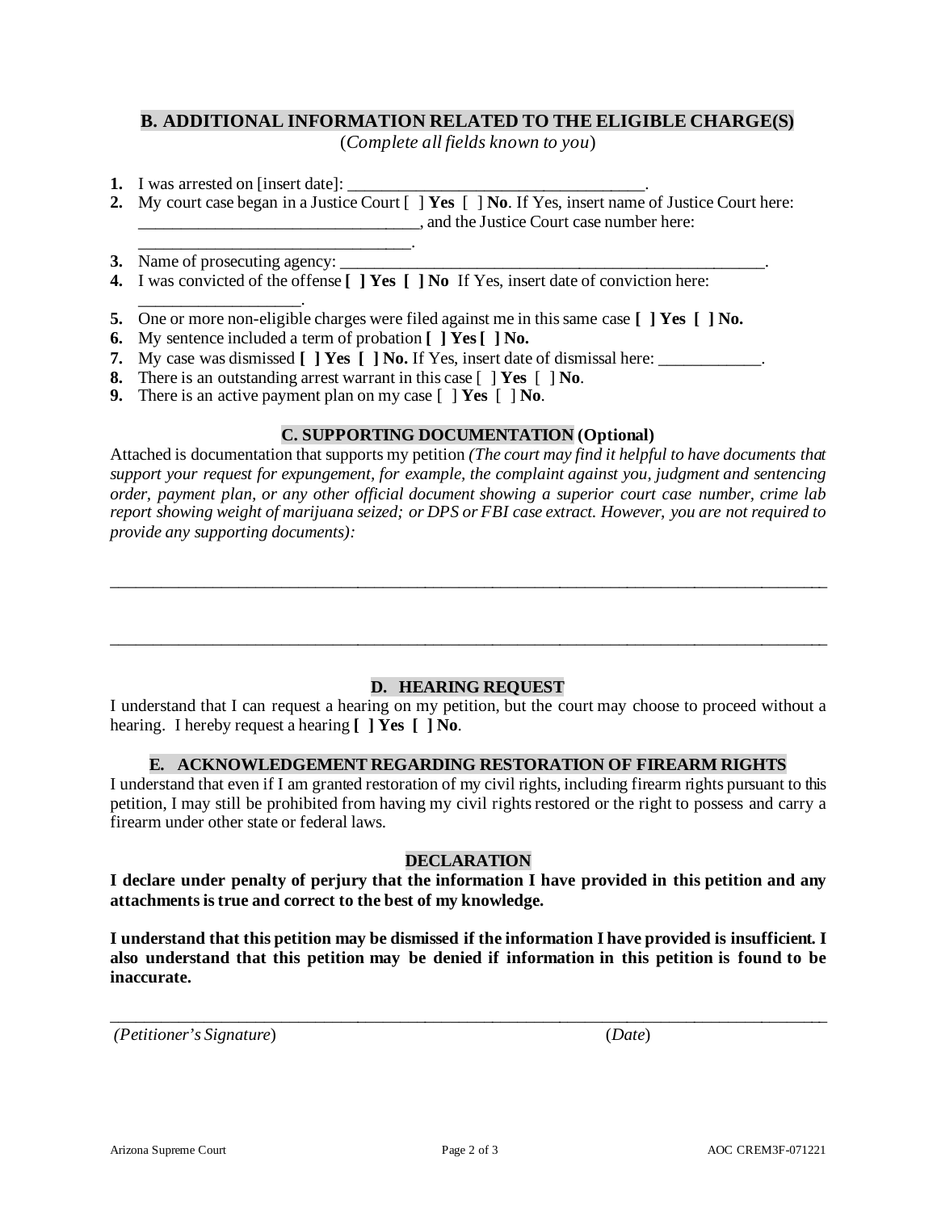## B. ADDITIONAL INFORMATION RELATED TO THE ELIGIBLE CHARGE(S)

(*Complete all fields known to you*)

1. I was arrested on [insert date]: ___________________________________.
2. My court case began in a Justice Court [ ] **Yes** [ ] **No**. If Yes, insert name of Justice Court here: _________________________________, and the Justice Court case number here: _________________________________.
3. Name of prosecuting agency: ___________________________________________________.
4. I was convicted of the offense **[ ] Yes [ ] No** If Yes, insert date of conviction here: __________________.
5. One or more non-eligible charges were filed against me in this same case **[ ] Yes [ ] No.**
6. My sentence included a term of probation **[ ] Yes [ ] No.**
7. My case was dismissed **[ ] Yes [ ] No.** If Yes, insert date of dismissal here: ____________.
8. There is an outstanding arrest warrant in this case [ ] **Yes** [ ] **No**.
9. There is an active payment plan on my case [ ] **Yes** [ ] **No**.

## C. SUPPORTING DOCUMENTATION (Optional)

Attached is documentation that supports my petition *(The court may find it helpful to have documents that support your request for expungement, for example, the complaint against you, judgment and sentencing order, payment plan, or any other official document showing a superior court case number, crime lab report showing weight of marijuana seized; or DPS or FBI case extract. However, you are not required to provide any supporting documents):*

_____________________________________________________________________________________

_____________________________________________________________________________________

## D. HEARING REQUEST

I understand that I can request a hearing on my petition, but the court may choose to proceed without a hearing. I hereby request a hearing **[ ] Yes [ ] No**.

## E. ACKNOWLEDGEMENT REGARDING RESTORATION OF FIREARM RIGHTS

I understand that even if I am granted restoration of my civil rights, including firearm rights pursuant to this petition, I may still be prohibited from having my civil rights restored or the right to possess and carry a firearm under other state or federal laws.

## DECLARATION

**I declare under penalty of perjury that the information I have provided in this petition and any attachments is true and correct to the best of my knowledge.**

**I understand that this petition may be dismissed if the information I have provided is insufficient. I also understand that this petition may be denied if information in this petition is found to be inaccurate.**

_____________________________________________________________________________________

*(Petitioner's Signature)* (*Date*)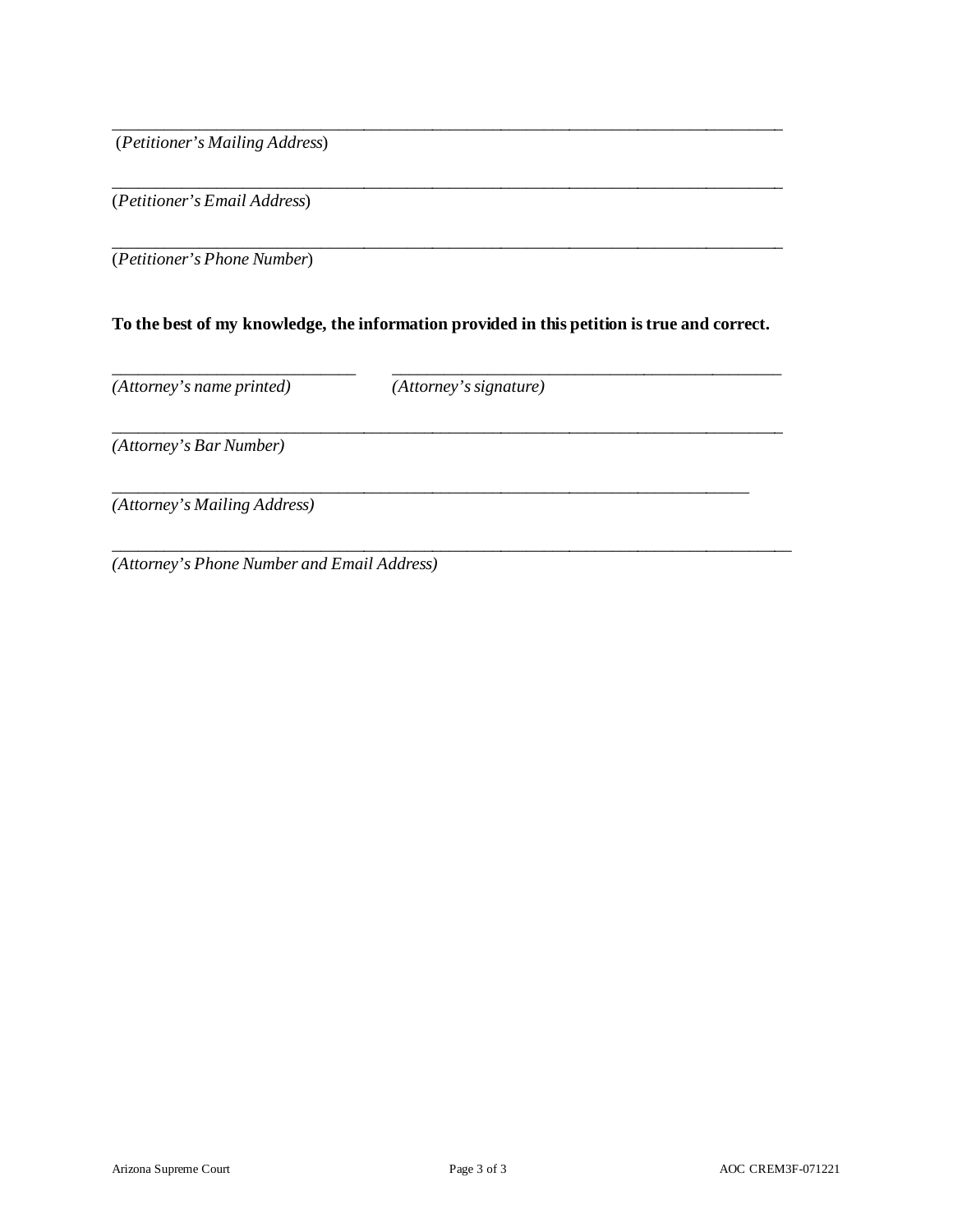\_\_\_\_\_\_\_\_\_\_\_\_\_\_\_\_\_\_\_\_\_\_\_\_\_\_\_\_\_\_\_\_\_\_\_\_\_\_\_\_\_\_\_\_\_\_\_\_\_\_\_\_\_\_\_\_\_\_\_\_\_\_\_\_\_\_\_\_\_\_\_\_\_\_
(*Petitioner's Mailing Address*)

\_\_\_\_\_\_\_\_\_\_\_\_\_\_\_\_\_\_\_\_\_\_\_\_\_\_\_\_\_\_\_\_\_\_\_\_\_\_\_\_\_\_\_\_\_\_\_\_\_\_\_\_\_\_\_\_\_\_\_\_\_\_\_\_\_\_\_\_\_\_\_\_\_\_
(*Petitioner's Email Address*)

\_\_\_\_\_\_\_\_\_\_\_\_\_\_\_\_\_\_\_\_\_\_\_\_\_\_\_\_\_\_\_\_\_\_\_\_\_\_\_\_\_\_\_\_\_\_\_\_\_\_\_\_\_\_\_\_\_\_\_\_\_\_\_\_\_\_\_\_\_\_\_\_\_\_
(*Petitioner's Phone Number*)

**To the best of my knowledge, the information provided in this petition is true and correct.**

\_\_\_\_\_\_\_\_\_\_\_\_\_\_\_\_\_\_\_\_\_\_\_\_\_\_\_ \_\_\_\_\_\_\_\_\_\_\_\_\_\_\_\_\_\_\_\_\_\_\_\_\_\_\_\_\_\_\_\_\_\_\_\_\_\_\_\_\_\_\_\_
*(Attorney's name printed)* *(Attorney's signature)*

\_\_\_\_\_\_\_\_\_\_\_\_\_\_\_\_\_\_\_\_\_\_\_\_\_\_\_\_\_\_\_\_\_\_\_\_\_\_\_\_\_\_\_\_\_\_\_\_\_\_\_\_\_\_\_\_\_\_\_\_\_\_\_\_\_\_\_\_\_\_\_\_\_\_
*(Attorney's Bar Number)*

\_\_\_\_\_\_\_\_\_\_\_\_\_\_\_\_\_\_\_\_\_\_\_\_\_\_\_\_\_\_\_\_\_\_\_\_\_\_\_\_\_\_\_\_\_\_\_\_\_\_\_\_\_\_\_\_\_\_\_\_\_\_\_\_\_\_\_\_\_\_\_\_
*(Attorney's Mailing Address)*

\_\_\_\_\_\_\_\_\_\_\_\_\_\_\_\_\_\_\_\_\_\_\_\_\_\_\_\_\_\_\_\_\_\_\_\_\_\_\_\_\_\_\_\_\_\_\_\_\_\_\_\_\_\_\_\_\_\_\_\_\_\_\_\_\_\_\_\_\_\_\_\_\_\_\_
*(Attorney's Phone Number and Email Address)*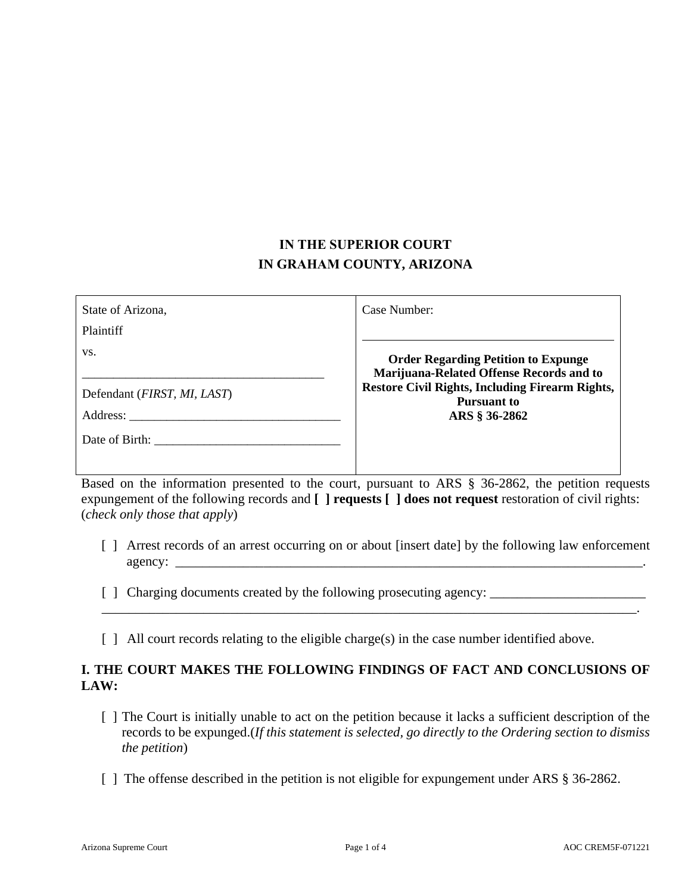**IN THE SUPERIOR COURT**
**IN GRAHAM COUNTY, ARIZONA**

| State of Arizona,<br>Plaintiff<br>vs.<br>_______________________________________<br>Defendant (*FIRST, MI, LAST*)<br>Address: _________________________________<br>Date of Birth: ______________________________ | Case Number:<br>________________________________________<br>**Order Regarding Petition to Expunge Marijuana-Related Offense Records and to Restore Civil Rights, Including Firearm Rights, Pursuant to ARS § 36-2862** |
|---|---|

Based on the information presented to the court, pursuant to ARS § 36-2862, the petition requests expungement of the following records and **[ ] requests [ ] does not request** restoration of civil rights: (*check only those that apply*)

[ ] Arrest records of an arrest occurring on or about [insert date] by the following law enforcement agency: ________________________________________________________________________.

[ ] Charging documents created by the following prosecuting agency: _______________________ ____________________________________________________________________________________.

[ ] All court records relating to the eligible charge(s) in the case number identified above.

## I. THE COURT MAKES THE FOLLOWING FINDINGS OF FACT AND CONCLUSIONS OF LAW:

[ ] The Court is initially unable to act on the petition because it lacks a sufficient description of the records to be expunged.(*If this statement is selected, go directly to the Ordering section to dismiss the petition*)

[ ] The offense described in the petition is not eligible for expungement under ARS § 36-2862.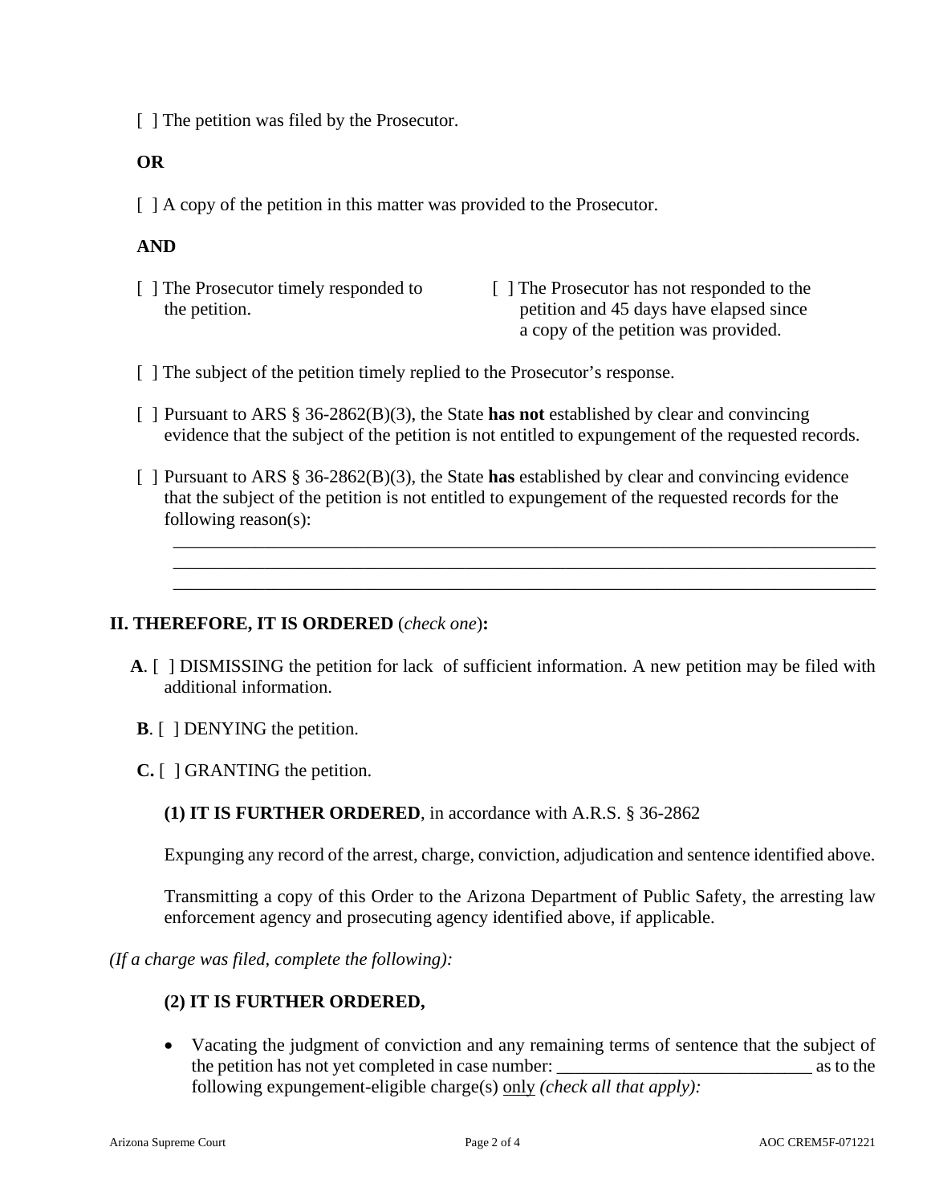[ ] The petition was filed by the Prosecutor.

**OR**

[ ] A copy of the petition in this matter was provided to the Prosecutor.

**AND**

[ ] The Prosecutor timely responded to the petition.

[ ] The Prosecutor has not responded to the petition and 45 days have elapsed since a copy of the petition was provided.

[ ] The subject of the petition timely replied to the Prosecutor's response.

[ ] Pursuant to ARS § 36-2862(B)(3), the State **has not** established by clear and convincing evidence that the subject of the petition is not entitled to expungement of the requested records.

[ ] Pursuant to ARS § 36-2862(B)(3), the State **has** established by clear and convincing evidence that the subject of the petition is not entitled to expungement of the requested records for the following reason(s):

______________________________________________________________________________
______________________________________________________________________________
______________________________________________________________________________

## II. THEREFORE, IT IS ORDERED (*check one*):

**A**. [ ] DISMISSING the petition for lack of sufficient information. A new petition may be filed with additional information.

**B**. [ ] DENYING the petition.

**C.** [ ] GRANTING the petition.

**(1) IT IS FURTHER ORDERED**, in accordance with A.R.S. § 36-2862

Expunging any record of the arrest, charge, conviction, adjudication and sentence identified above.

Transmitting a copy of this Order to the Arizona Department of Public Safety, the arresting law enforcement agency and prosecuting agency identified above, if applicable.

*(If a charge was filed, complete the following):*

**(2) IT IS FURTHER ORDERED,**

- Vacating the judgment of conviction and any remaining terms of sentence that the subject of the petition has not yet completed in case number: ____________________________ as to the following expungement-eligible charge(s) only *(check all that apply):*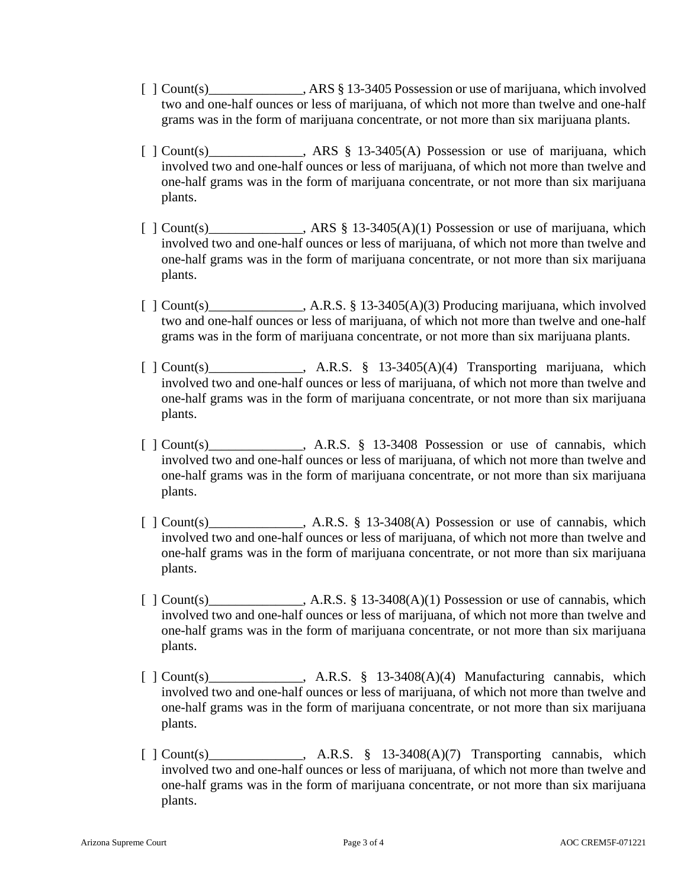[ ] Count(s)______________, ARS § 13-3405 Possession or use of marijuana, which involved two and one-half ounces or less of marijuana, of which not more than twelve and one-half grams was in the form of marijuana concentrate, or not more than six marijuana plants.

[ ] Count(s)______________, ARS § 13-3405(A) Possession or use of marijuana, which involved two and one-half ounces or less of marijuana, of which not more than twelve and one-half grams was in the form of marijuana concentrate, or not more than six marijuana plants.

[ ] Count(s)______________, ARS § 13-3405(A)(1) Possession or use of marijuana, which involved two and one-half ounces or less of marijuana, of which not more than twelve and one-half grams was in the form of marijuana concentrate, or not more than six marijuana plants.

[ ] Count(s)______________, A.R.S. § 13-3405(A)(3) Producing marijuana, which involved two and one-half ounces or less of marijuana, of which not more than twelve and one-half grams was in the form of marijuana concentrate, or not more than six marijuana plants.

[ ] Count(s)______________, A.R.S. § 13-3405(A)(4) Transporting marijuana, which involved two and one-half ounces or less of marijuana, of which not more than twelve and one-half grams was in the form of marijuana concentrate, or not more than six marijuana plants.

[ ] Count(s)______________, A.R.S. § 13-3408 Possession or use of cannabis, which involved two and one-half ounces or less of marijuana, of which not more than twelve and one-half grams was in the form of marijuana concentrate, or not more than six marijuana plants.

[ ] Count(s)______________, A.R.S. § 13-3408(A) Possession or use of cannabis, which involved two and one-half ounces or less of marijuana, of which not more than twelve and one-half grams was in the form of marijuana concentrate, or not more than six marijuana plants.

[ ] Count(s)______________, A.R.S. § 13-3408(A)(1) Possession or use of cannabis, which involved two and one-half ounces or less of marijuana, of which not more than twelve and one-half grams was in the form of marijuana concentrate, or not more than six marijuana plants.

[ ] Count(s)______________, A.R.S. § 13-3408(A)(4) Manufacturing cannabis, which involved two and one-half ounces or less of marijuana, of which not more than twelve and one-half grams was in the form of marijuana concentrate, or not more than six marijuana plants.

[ ] Count(s)______________, A.R.S. § 13-3408(A)(7) Transporting cannabis, which involved two and one-half ounces or less of marijuana, of which not more than twelve and one-half grams was in the form of marijuana concentrate, or not more than six marijuana plants.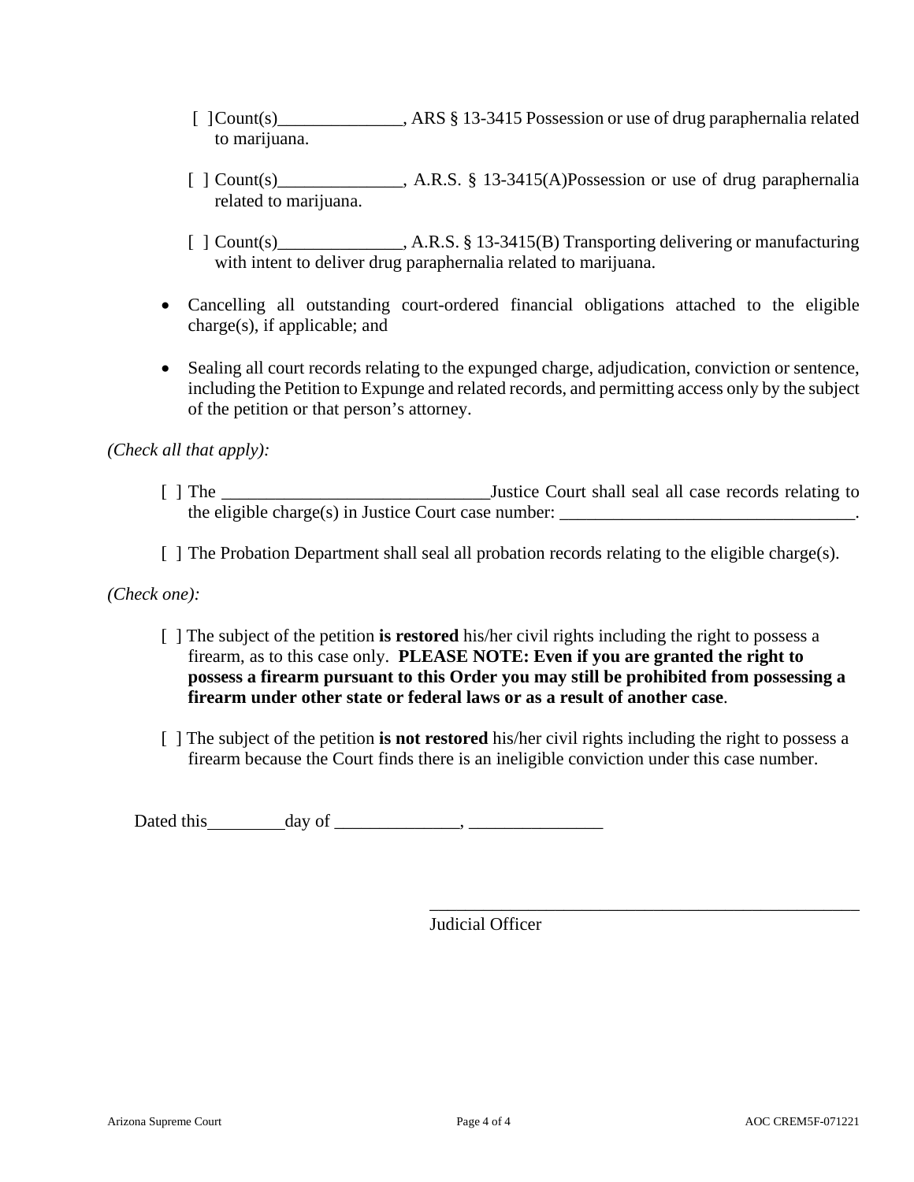[ ]Count(s)______________, ARS § 13-3415 Possession or use of drug paraphernalia related to marijuana.

[ ] Count(s)______________, A.R.S. § 13-3415(A)Possession or use of drug paraphernalia related to marijuana.

[ ] Count(s)______________, A.R.S. § 13-3415(B) Transporting delivering or manufacturing with intent to deliver drug paraphernalia related to marijuana.

- Cancelling all outstanding court-ordered financial obligations attached to the eligible charge(s), if applicable; and
- Sealing all court records relating to the expunged charge, adjudication, conviction or sentence, including the Petition to Expunge and related records, and permitting access only by the subject of the petition or that person's attorney.

*(Check all that apply):*

[ ] The ______________________________Justice Court shall seal all case records relating to the eligible charge(s) in Justice Court case number: _________________________________.

[ ] The Probation Department shall seal all probation records relating to the eligible charge(s).

*(Check one):*

[ ] The subject of the petition **is restored** his/her civil rights including the right to possess a firearm, as to this case only. **PLEASE NOTE: Even if you are granted the right to possess a firearm pursuant to this Order you may still be prohibited from possessing a firearm under other state or federal laws or as a result of another case**.

[ ] The subject of the petition **is not restored** his/her civil rights including the right to possess a firearm because the Court finds there is an ineligible conviction under this case number.

Dated this_________day of ______________, _______________

__________________________________________________
Judicial Officer